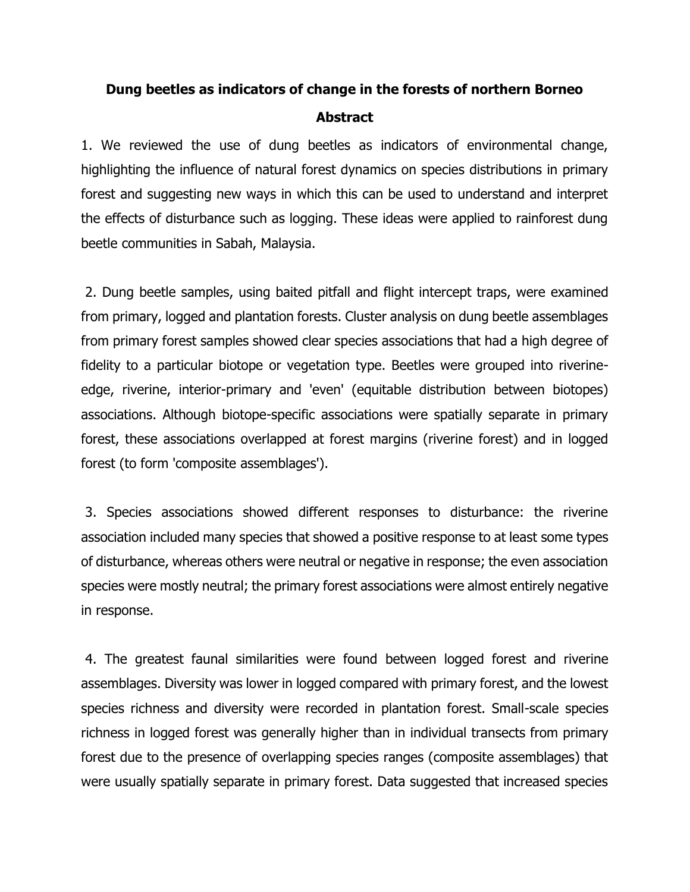# Dung beetles as indicators of change in the forests of northern Borneo

## Abstract

1. We reviewed the use of dung beetles as indicators of environmental change, highlighting the influence of natural forest dynamics on species distributions in primary forest and suggesting new ways in which this can be used to understand and interpret the effects of disturbance such as logging. These ideas were applied to rainforest dung beetle communities in Sabah, Malaysia.

2. Dung beetle samples, using baited pitfall and flight intercept traps, were examined from primary, logged and plantation forests. Cluster analysis on dung beetle assemblages from primary forest samples showed clear species associations that had a high degree of fidelity to a particular biotope or vegetation type. Beetles were grouped into riverine-edge, riverine, interior-primary and 'even' (equitable distribution between biotopes) associations. Although biotope-specific associations were spatially separate in primary forest, these associations overlapped at forest margins (riverine forest) and in logged forest (to form 'composite assemblages').

3. Species associations showed different responses to disturbance: the riverine association included many species that showed a positive response to at least some types of disturbance, whereas others were neutral or negative in response; the even association species were mostly neutral; the primary forest associations were almost entirely negative in response.

4. The greatest faunal similarities were found between logged forest and riverine assemblages. Diversity was lower in logged compared with primary forest, and the lowest species richness and diversity were recorded in plantation forest. Small-scale species richness in logged forest was generally higher than in individual transects from primary forest due to the presence of overlapping species ranges (composite assemblages) that were usually spatially separate in primary forest. Data suggested that increased species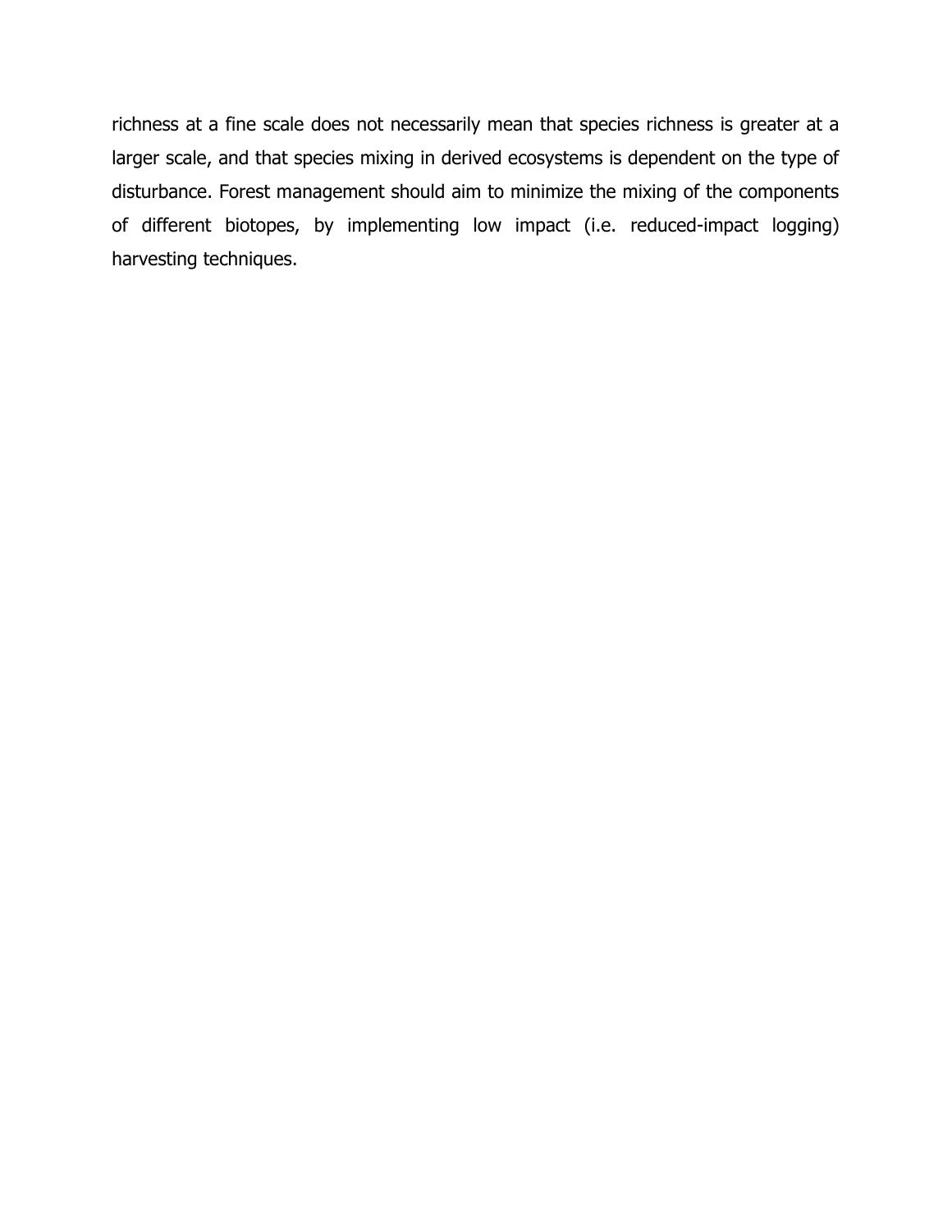richness at a fine scale does not necessarily mean that species richness is greater at a larger scale, and that species mixing in derived ecosystems is dependent on the type of disturbance. Forest management should aim to minimize the mixing of the components of different biotopes, by implementing low impact (i.e. reduced-impact logging) harvesting techniques.